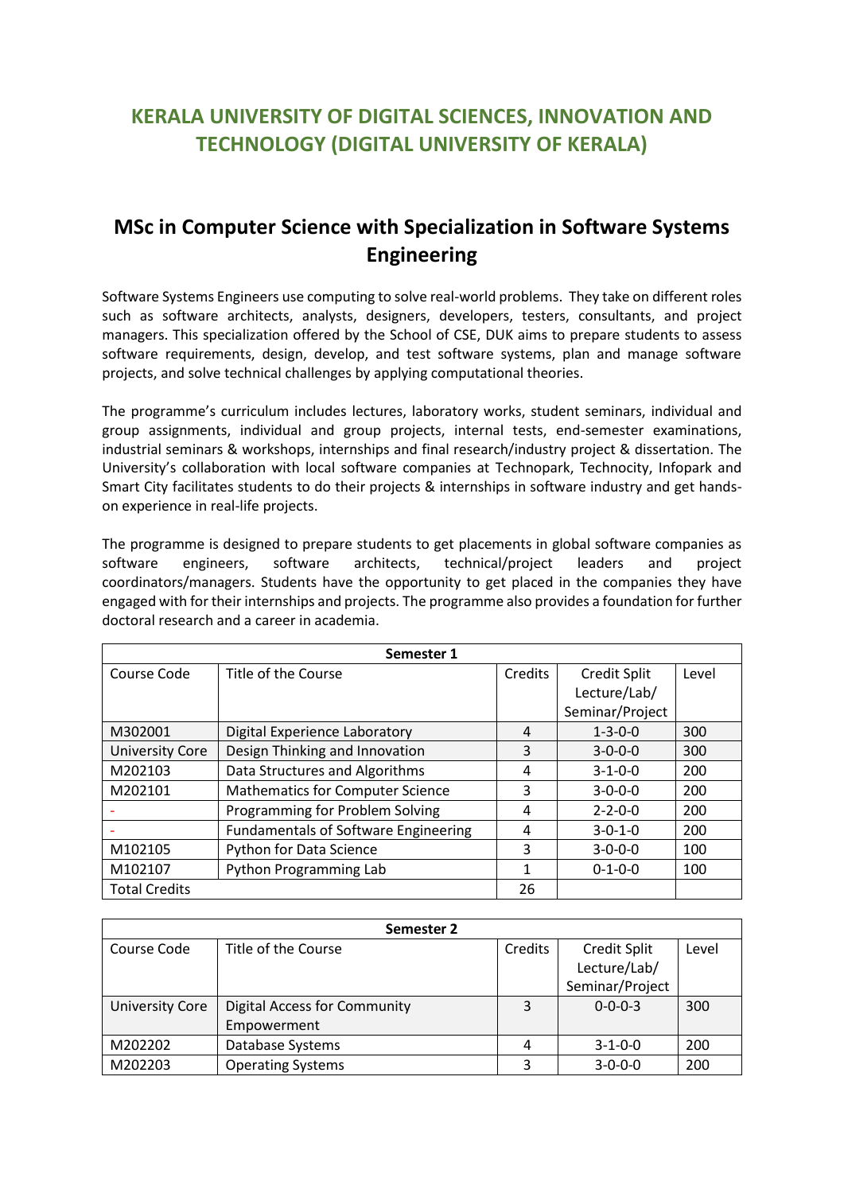# KERALA UNIVERSITY OF DIGITAL SCIENCES, INNOVATION AND TECHNOLOGY (DIGITAL UNIVERSITY OF KERALA)

## MSc in Computer Science with Specialization in Software Systems Engineering

Software Systems Engineers use computing to solve real-world problems. They take on different roles such as software architects, analysts, designers, developers, testers, consultants, and project managers. This specialization offered by the School of CSE, DUK aims to prepare students to assess software requirements, design, develop, and test software systems, plan and manage software projects, and solve technical challenges by applying computational theories.

The programme's curriculum includes lectures, laboratory works, student seminars, individual and group assignments, individual and group projects, internal tests, end-semester examinations, industrial seminars & workshops, internships and final research/industry project & dissertation. The University's collaboration with local software companies at Technopark, Technocity, Infopark and Smart City facilitates students to do their projects & internships in software industry and get hands-on experience in real-life projects.

The programme is designed to prepare students to get placements in global software companies as software engineers, software architects, technical/project leaders and project coordinators/managers. Students have the opportunity to get placed in the companies they have engaged with for their internships and projects. The programme also provides a foundation for further doctoral research and a career in academia.

| Semester 1 | | | | |
|---|---|---|---|---|
| Course Code | Title of the Course | Credits | Credit Split Lecture/Lab/ Seminar/Project | Level |
| M302001 | Digital Experience Laboratory | 4 | 1-3-0-0 | 300 |
| University Core | Design Thinking and Innovation | 3 | 3-0-0-0 | 300 |
| M202103 | Data Structures and Algorithms | 4 | 3-1-0-0 | 200 |
| M202101 | Mathematics for Computer Science | 3 | 3-0-0-0 | 200 |
| - | Programming for Problem Solving | 4 | 2-2-0-0 | 200 |
| - | Fundamentals of Software Engineering | 4 | 3-0-1-0 | 200 |
| M102105 | Python for Data Science | 3 | 3-0-0-0 | 100 |
| M102107 | Python Programming Lab | 1 | 0-1-0-0 | 100 |
| Total Credits | | 26 | | |

| Semester 2 | | | | |
|---|---|---|---|---|
| Course Code | Title of the Course | Credits | Credit Split Lecture/Lab/ Seminar/Project | Level |
| University Core | Digital Access for Community Empowerment | 3 | 0-0-0-3 | 300 |
| M202202 | Database Systems | 4 | 3-1-0-0 | 200 |
| M202203 | Operating Systems | 3 | 3-0-0-0 | 200 |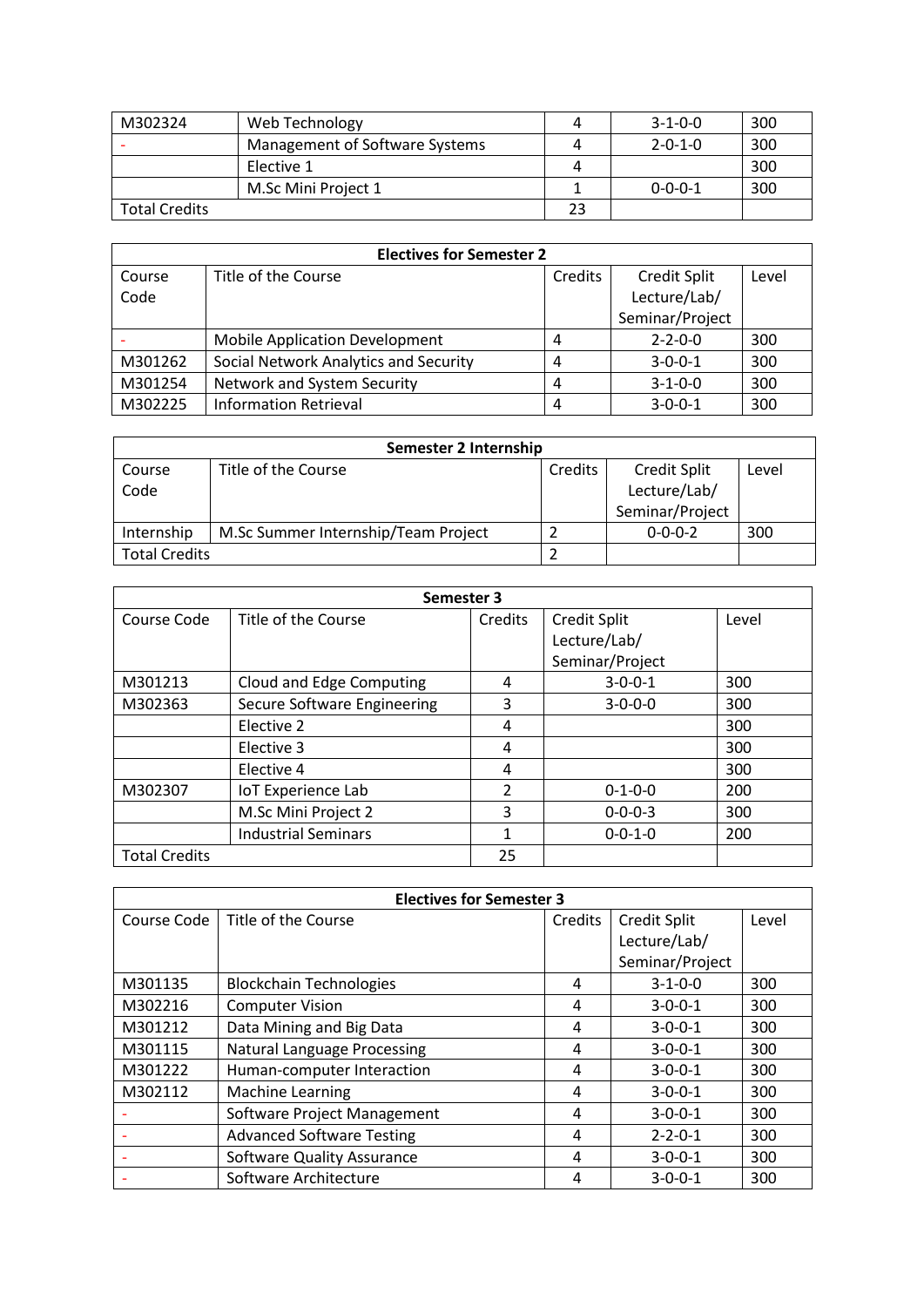| M302324 | Web Technology | 4 | 3-1-0-0 | 300 |
|---|---|---|---|---|
| - | Management of Software Systems | 4 | 2-0-1-0 | 300 |
| | Elective 1 | 4 | | 300 |
| | M.Sc Mini Project 1 | 1 | 0-0-0-1 | 300 |
| Total Credits | | 23 | | |

| Electives for Semester 2 | | | | |
|---|---|---|---|---|
| Course Code | Title of the Course | Credits | Credit Split Lecture/Lab/ Seminar/Project | Level |
| - | Mobile Application Development | 4 | 2-2-0-0 | 300 |
| M301262 | Social Network Analytics and Security | 4 | 3-0-0-1 | 300 |
| M301254 | Network and System Security | 4 | 3-1-0-0 | 300 |
| M302225 | Information Retrieval | 4 | 3-0-0-1 | 300 |

| Semester 2 Internship | | | | |
|---|---|---|---|---|
| Course Code | Title of the Course | Credits | Credit Split Lecture/Lab/ Seminar/Project | Level |
| Internship | M.Sc Summer Internship/Team Project | 2 | 0-0-0-2 | 300 |
| Total Credits | | 2 | | |

| Semester 3 | | | | |
|---|---|---|---|---|
| Course Code | Title of the Course | Credits | Credit Split Lecture/Lab/ Seminar/Project | Level |
| M301213 | Cloud and Edge Computing | 4 | 3-0-0-1 | 300 |
| M302363 | Secure Software Engineering | 3 | 3-0-0-0 | 300 |
| | Elective 2 | 4 | | 300 |
| | Elective 3 | 4 | | 300 |
| | Elective 4 | 4 | | 300 |
| M302307 | IoT Experience Lab | 2 | 0-1-0-0 | 200 |
| | M.Sc Mini Project 2 | 3 | 0-0-0-3 | 300 |
| | Industrial Seminars | 1 | 0-0-1-0 | 200 |
| Total Credits | | 25 | | |

| Electives for Semester 3 | | | | |
|---|---|---|---|---|
| Course Code | Title of the Course | Credits | Credit Split Lecture/Lab/ Seminar/Project | Level |
| M301135 | Blockchain Technologies | 4 | 3-1-0-0 | 300 |
| M302216 | Computer Vision | 4 | 3-0-0-1 | 300 |
| M301212 | Data Mining and Big Data | 4 | 3-0-0-1 | 300 |
| M301115 | Natural Language Processing | 4 | 3-0-0-1 | 300 |
| M301222 | Human-computer Interaction | 4 | 3-0-0-1 | 300 |
| M302112 | Machine Learning | 4 | 3-0-0-1 | 300 |
| - | Software Project Management | 4 | 3-0-0-1 | 300 |
| - | Advanced Software Testing | 4 | 2-2-0-1 | 300 |
| - | Software Quality Assurance | 4 | 3-0-0-1 | 300 |
| - | Software Architecture | 4 | 3-0-0-1 | 300 |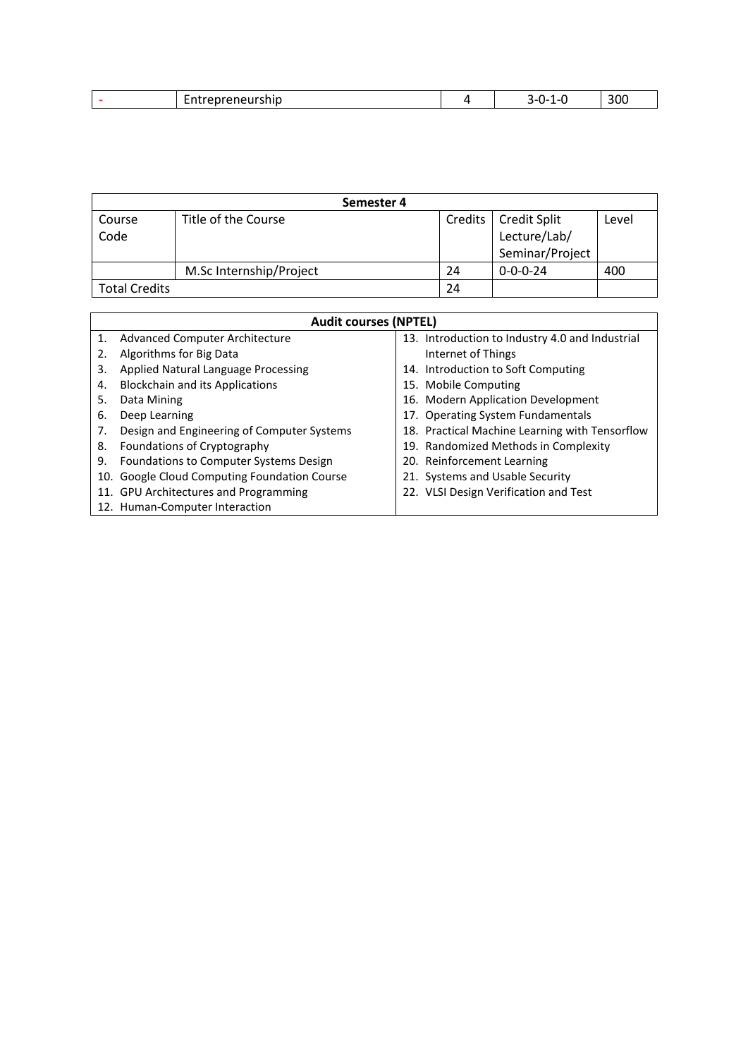| | | | | |
|---|---|---|---|---|
| - | Entrepreneurship | 4 | 3-0-1-0 | 300 |

| Semester 4 | | | | |
|---|---|---|---|---|
| Course Code | Title of the Course | Credits | Credit Split Lecture/Lab/ Seminar/Project | Level |
| | M.Sc Internship/Project | 24 | 0-0-0-24 | 400 |
| Total Credits | | 24 | | |

| Audit courses (NPTEL) | |
|---|---|
| 1. Advanced Computer Architecture | 13. Introduction to Industry 4.0 and Industrial Internet of Things |
| 2. Algorithms for Big Data | 14. Introduction to Soft Computing |
| 3. Applied Natural Language Processing | 15. Mobile Computing |
| 4. Blockchain and its Applications | 16. Modern Application Development |
| 5. Data Mining | 17. Operating System Fundamentals |
| 6. Deep Learning | 18. Practical Machine Learning with Tensorflow |
| 7. Design and Engineering of Computer Systems | 19. Randomized Methods in Complexity |
| 8. Foundations of Cryptography | 20. Reinforcement Learning |
| 9. Foundations to Computer Systems Design | 21. Systems and Usable Security |
| 10. Google Cloud Computing Foundation Course | 22. VLSI Design Verification and Test |
| 11. GPU Architectures and Programming | |
| 12. Human-Computer Interaction | |